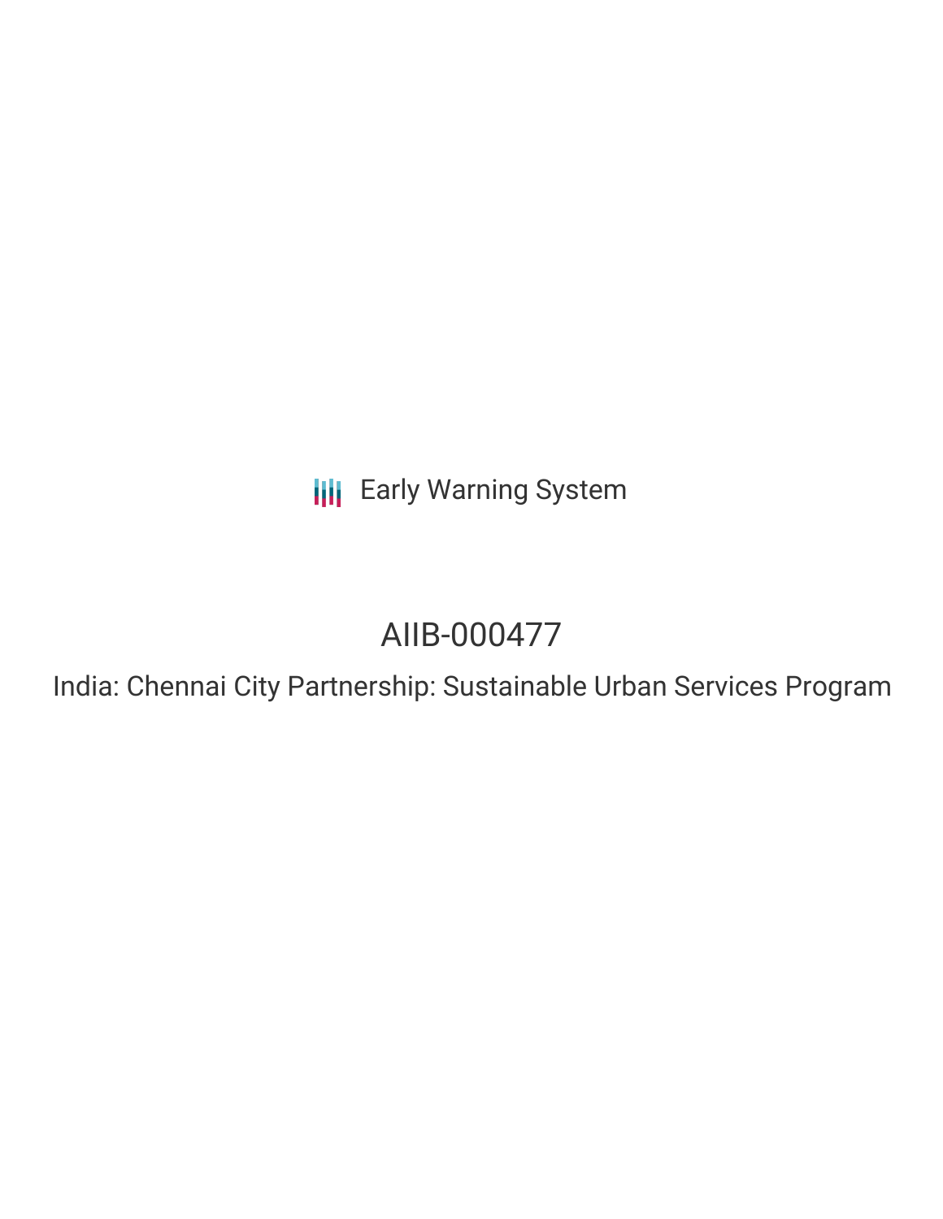Early Warning System

# AIIB-000477

## India: Chennai City Partnership: Sustainable Urban Services Program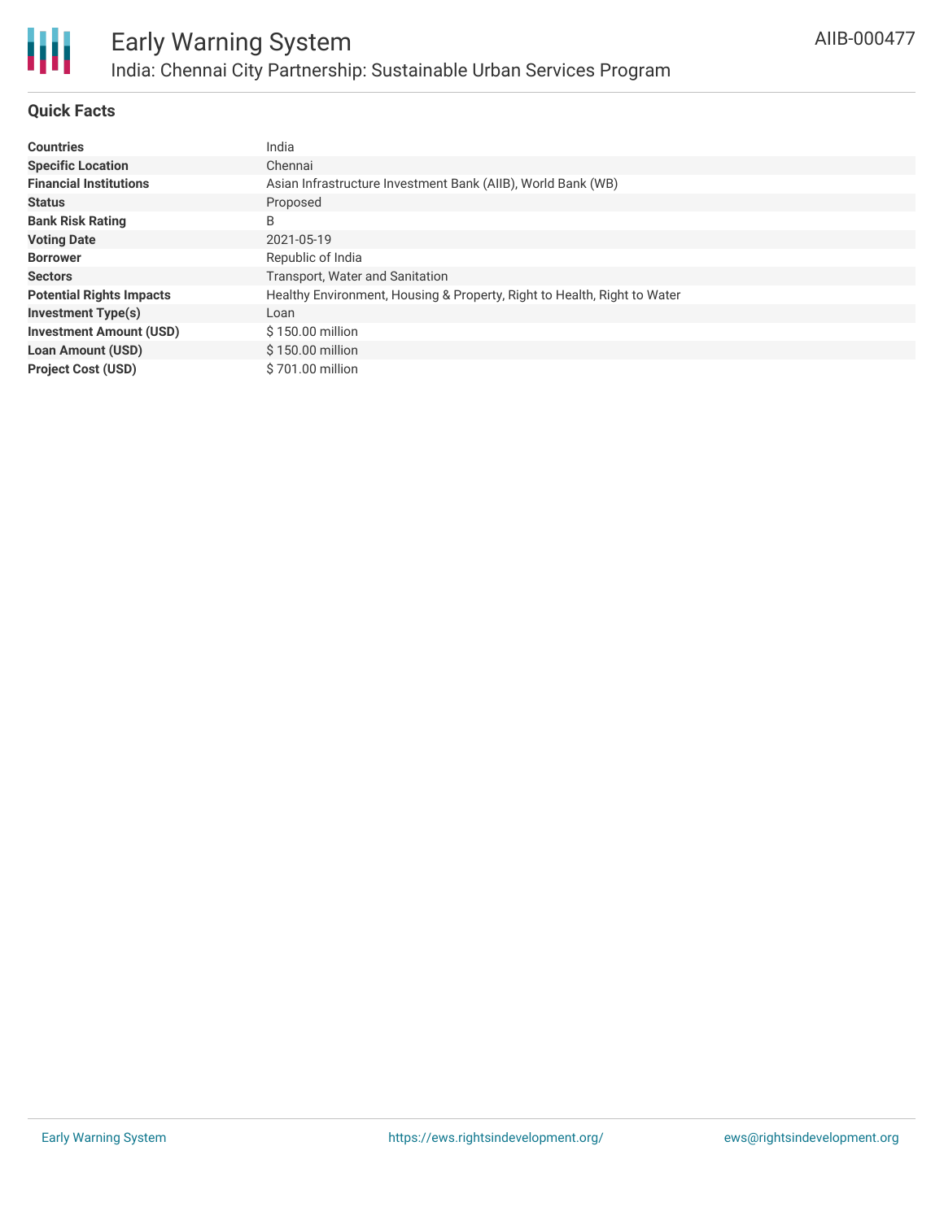# Early Warning System

## India: Chennai City Partnership: Sustainable Urban Services Program

AIIB-000477

### Quick Facts

| | |
|---|---|
| **Countries** | India |
| **Specific Location** | Chennai |
| **Financial Institutions** | Asian Infrastructure Investment Bank (AIIB), World Bank (WB) |
| **Status** | Proposed |
| **Bank Risk Rating** | B |
| **Voting Date** | 2021-05-19 |
| **Borrower** | Republic of India |
| **Sectors** | Transport, Water and Sanitation |
| **Potential Rights Impacts** | Healthy Environment, Housing & Property, Right to Health, Right to Water |
| **Investment Type(s)** | Loan |
| **Investment Amount (USD)** | $ 150.00 million |
| **Loan Amount (USD)** | $ 150.00 million |
| **Project Cost (USD)** | $ 701.00 million |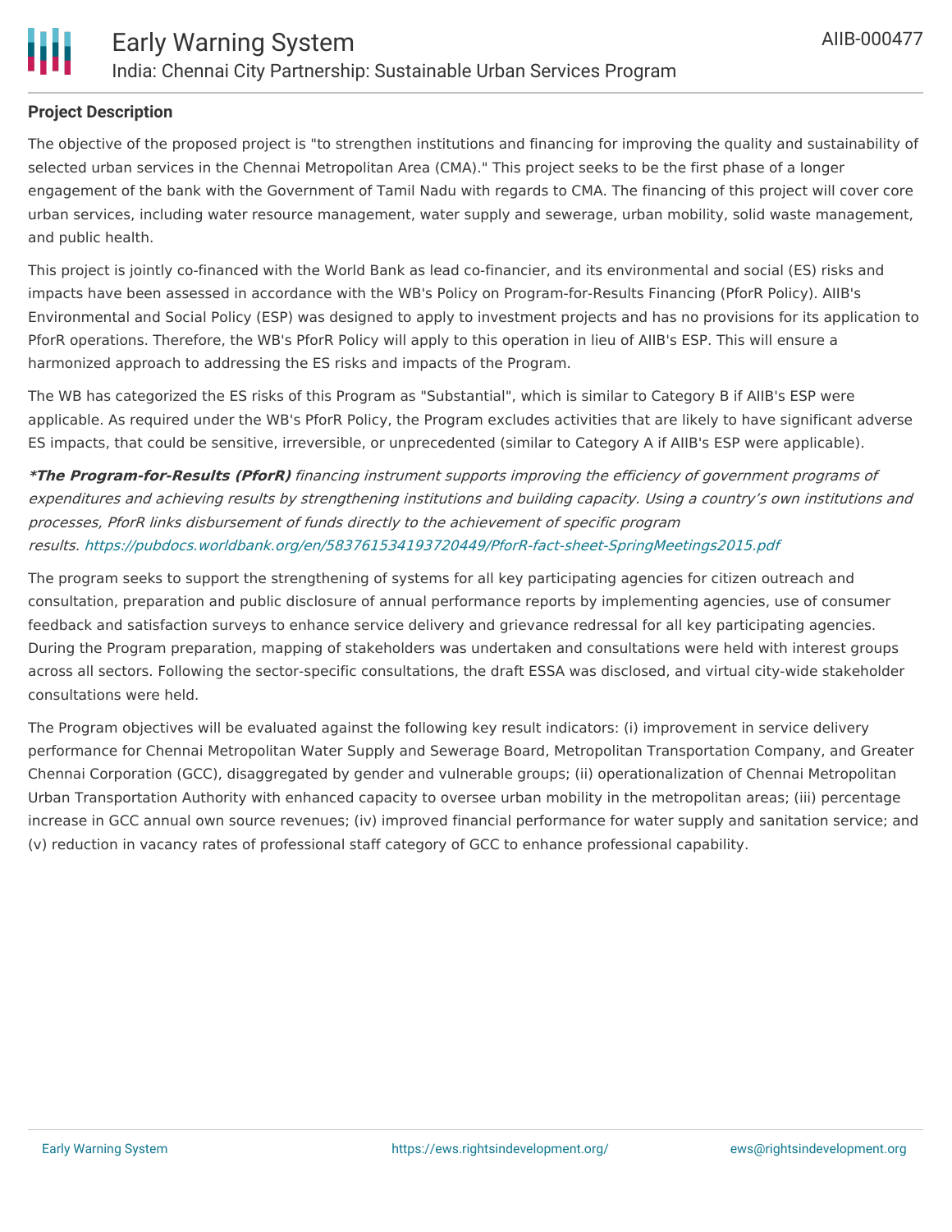**Project Description**

The objective of the proposed project is "to strengthen institutions and financing for improving the quality and sustainability of selected urban services in the Chennai Metropolitan Area (CMA)." This project seeks to be the first phase of a longer engagement of the bank with the Government of Tamil Nadu with regards to CMA. The financing of this project will cover core urban services, including water resource management, water supply and sewerage, urban mobility, solid waste management, and public health.

This project is jointly co-financed with the World Bank as lead co-financier, and its environmental and social (ES) risks and impacts have been assessed in accordance with the WB's Policy on Program-for-Results Financing (PforR Policy). AIIB's Environmental and Social Policy (ESP) was designed to apply to investment projects and has no provisions for its application to PforR operations. Therefore, the WB's PforR Policy will apply to this operation in lieu of AIIB's ESP. This will ensure a harmonized approach to addressing the ES risks and impacts of the Program.

The WB has categorized the ES risks of this Program as "Substantial", which is similar to Category B if AIIB's ESP were applicable. As required under the WB's PforR Policy, the Program excludes activities that are likely to have significant adverse ES impacts, that could be sensitive, irreversible, or unprecedented (similar to Category A if AIIB's ESP were applicable).

***The Program-for-Results (PforR)** financing instrument supports improving the efficiency of government programs of expenditures and achieving results by strengthening institutions and building capacity. Using a country's own institutions and processes, PforR links disbursement of funds directly to the achievement of specific program results. https://pubdocs.worldbank.org/en/583761534193720449/PforR-fact-sheet-SpringMeetings2015.pdf*

The program seeks to support the strengthening of systems for all key participating agencies for citizen outreach and consultation, preparation and public disclosure of annual performance reports by implementing agencies, use of consumer feedback and satisfaction surveys to enhance service delivery and grievance redressal for all key participating agencies. During the Program preparation, mapping of stakeholders was undertaken and consultations were held with interest groups across all sectors. Following the sector-specific consultations, the draft ESSA was disclosed, and virtual city-wide stakeholder consultations were held.

The Program objectives will be evaluated against the following key result indicators: (i) improvement in service delivery performance for Chennai Metropolitan Water Supply and Sewerage Board, Metropolitan Transportation Company, and Greater Chennai Corporation (GCC), disaggregated by gender and vulnerable groups; (ii) operationalization of Chennai Metropolitan Urban Transportation Authority with enhanced capacity to oversee urban mobility in the metropolitan areas; (iii) percentage increase in GCC annual own source revenues; (iv) improved financial performance for water supply and sanitation service; and (v) reduction in vacancy rates of professional staff category of GCC to enhance professional capability.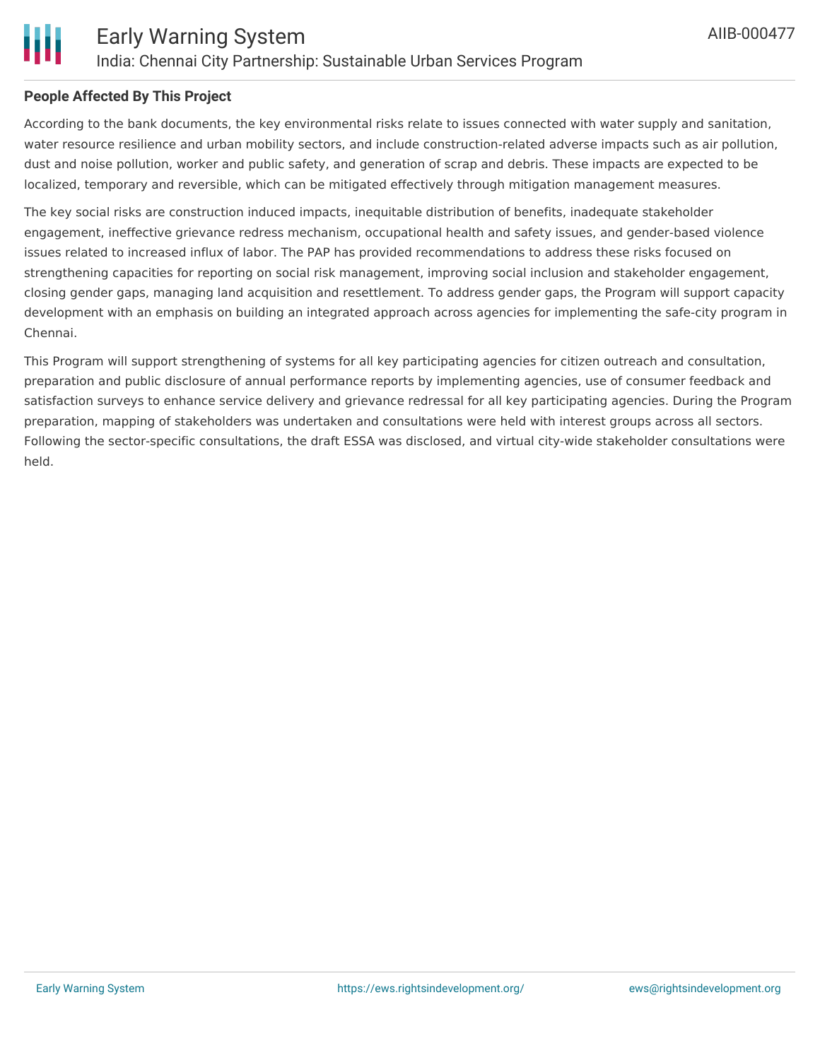## People Affected By This Project

According to the bank documents, the key environmental risks relate to issues connected with water supply and sanitation, water resource resilience and urban mobility sectors, and include construction-related adverse impacts such as air pollution, dust and noise pollution, worker and public safety, and generation of scrap and debris. These impacts are expected to be localized, temporary and reversible, which can be mitigated effectively through mitigation management measures.

The key social risks are construction induced impacts, inequitable distribution of benefits, inadequate stakeholder engagement, ineffective grievance redress mechanism, occupational health and safety issues, and gender-based violence issues related to increased influx of labor. The PAP has provided recommendations to address these risks focused on strengthening capacities for reporting on social risk management, improving social inclusion and stakeholder engagement, closing gender gaps, managing land acquisition and resettlement. To address gender gaps, the Program will support capacity development with an emphasis on building an integrated approach across agencies for implementing the safe-city program in Chennai.

This Program will support strengthening of systems for all key participating agencies for citizen outreach and consultation, preparation and public disclosure of annual performance reports by implementing agencies, use of consumer feedback and satisfaction surveys to enhance service delivery and grievance redressal for all key participating agencies. During the Program preparation, mapping of stakeholders was undertaken and consultations were held with interest groups across all sectors. Following the sector-specific consultations, the draft ESSA was disclosed, and virtual city-wide stakeholder consultations were held.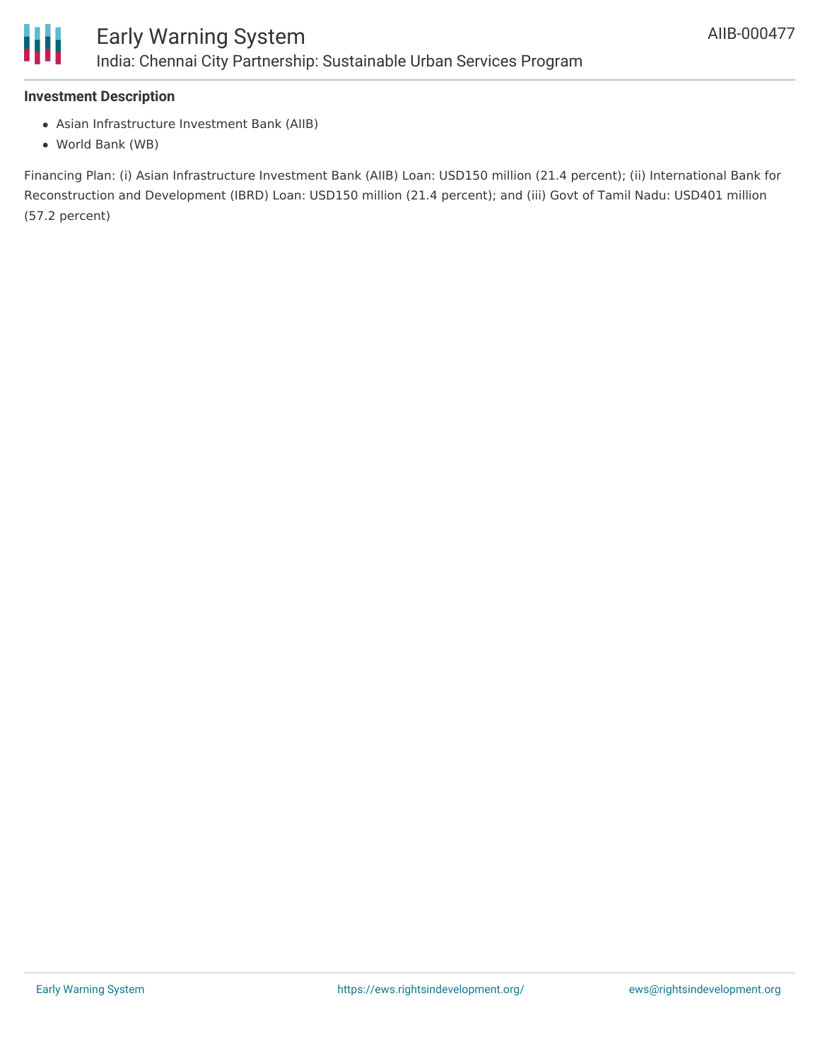### Investment Description

- Asian Infrastructure Investment Bank (AIIB)
- World Bank (WB)

Financing Plan: (i) Asian Infrastructure Investment Bank (AIIB) Loan: USD150 million (21.4 percent); (ii) International Bank for Reconstruction and Development (IBRD) Loan: USD150 million (21.4 percent); and (iii) Govt of Tamil Nadu: USD401 million (57.2 percent)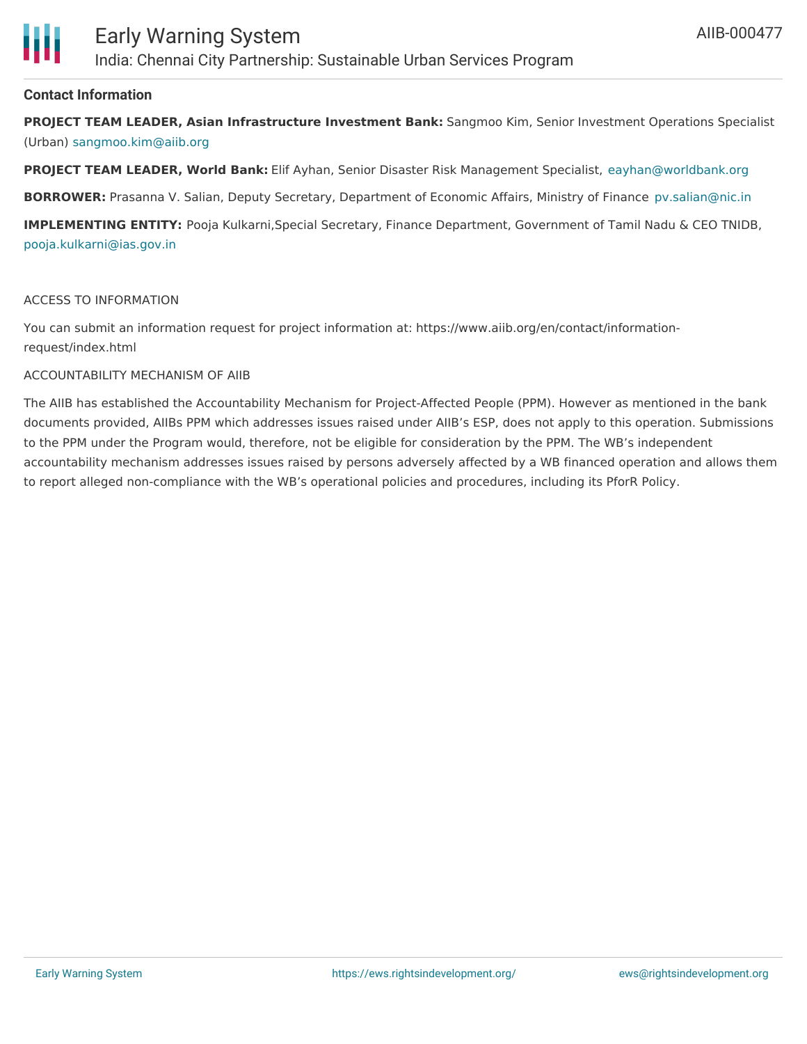## Contact Information

**PROJECT TEAM LEADER, Asian Infrastructure Investment Bank:** Sangmoo Kim, Senior Investment Operations Specialist (Urban) sangmoo.kim@aiib.org

**PROJECT TEAM LEADER, World Bank:** Elif Ayhan, Senior Disaster Risk Management Specialist, eayhan@worldbank.org

**BORROWER:** Prasanna V. Salian, Deputy Secretary, Department of Economic Affairs, Ministry of Finance pv.salian@nic.in

**IMPLEMENTING ENTITY:** Pooja Kulkarni,Special Secretary, Finance Department, Government of Tamil Nadu & CEO TNIDB, pooja.kulkarni@ias.gov.in

ACCESS TO INFORMATION

You can submit an information request for project information at: https://www.aiib.org/en/contact/information-request/index.html

ACCOUNTABILITY MECHANISM OF AIIB

The AIIB has established the Accountability Mechanism for Project-Affected People (PPM). However as mentioned in the bank documents provided, AIIBs PPM which addresses issues raised under AIIB's ESP, does not apply to this operation. Submissions to the PPM under the Program would, therefore, not be eligible for consideration by the PPM. The WB's independent accountability mechanism addresses issues raised by persons adversely affected by a WB financed operation and allows them to report alleged non-compliance with the WB's operational policies and procedures, including its PforR Policy.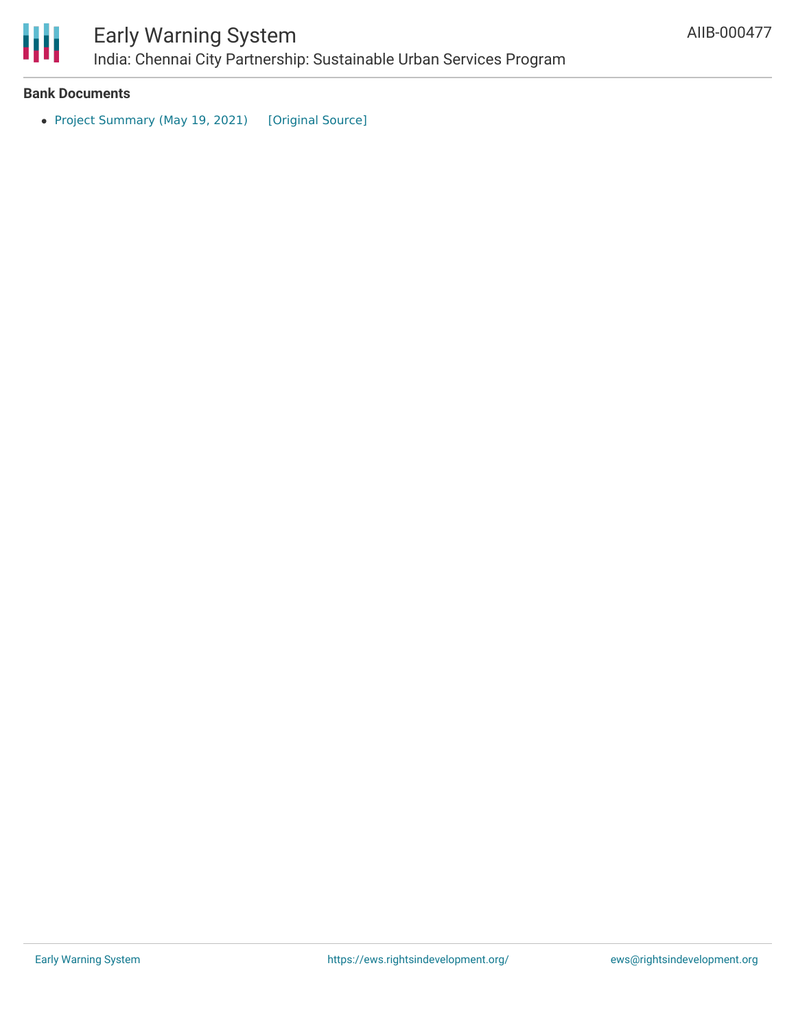**Bank Documents**

- Project Summary (May 19, 2021) [Original Source]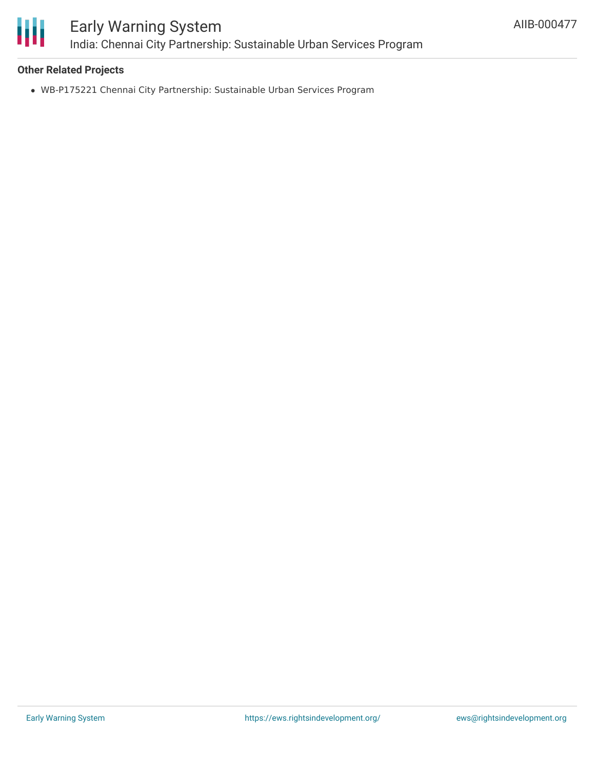**Other Related Projects**

- WB-P175221 Chennai City Partnership: Sustainable Urban Services Program